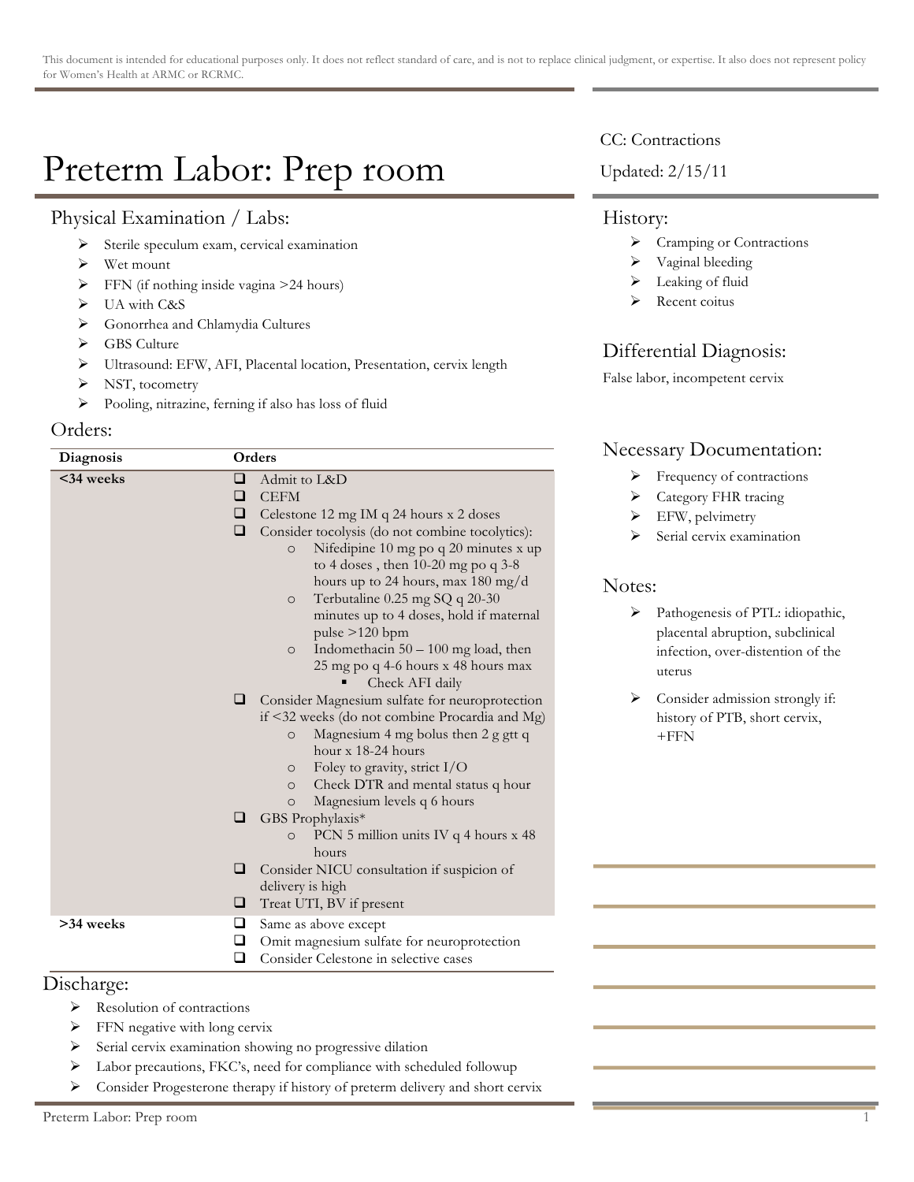This document is intended for educational purposes only. It does not reflect standard of care, and is not to replace clinical judgment, or expertise. It also does not represent policy for Women's Health at ARMC or RCRMC.

# Preterm Labor: Prep room

CC: Contractions

Updated: 2/15/11

## Physical Examination / Labs:

- Sterile speculum exam, cervical examination
- Wet mount
- FFN (if nothing inside vagina >24 hours)
- UA with C&S
- Gonorrhea and Chlamydia Cultures
- GBS Culture
- Ultrasound: EFW, AFI, Placental location, Presentation, cervix length
- NST, tocometry
- Pooling, nitrazine, ferning if also has loss of fluid

## Orders:

| Diagnosis | Orders |
|---|---|
| **<34 weeks** | ❑ Admit to L&D<br>❑ CEFM<br>❑ Celestone 12 mg IM q 24 hours x 2 doses<br>❑ Consider tocolysis (do not combine tocolytics):<br>○ Nifedipine 10 mg po q 20 minutes x up to 4 doses , then 10-20 mg po q 3-8 hours up to 24 hours, max 180 mg/d<br>○ Terbutaline 0.25 mg SQ q 20-30 minutes up to 4 doses, hold if maternal pulse >120 bpm<br>○ Indomethacin 50 – 100 mg load, then 25 mg po q 4-6 hours x 48 hours max<br>▪ Check AFI daily<br>❑ Consider Magnesium sulfate for neuroprotection if <32 weeks (do not combine Procardia and Mg)<br>○ Magnesium 4 mg bolus then 2 g gtt q hour x 18-24 hours<br>○ Foley to gravity, strict I/O<br>○ Check DTR and mental status q hour<br>○ Magnesium levels q 6 hours<br>❑ GBS Prophylaxis*<br>○ PCN 5 million units IV q 4 hours x 48 hours<br>❑ Consider NICU consultation if suspicion of delivery is high<br>❑ Treat UTI, BV if present |
| **>34 weeks** | ❑ Same as above except<br>❑ Omit magnesium sulfate for neuroprotection<br>❑ Consider Celestone in selective cases |

## Discharge:

- Resolution of contractions
- FFN negative with long cervix
- Serial cervix examination showing no progressive dilation
- Labor precautions, FKC's, need for compliance with scheduled followup
- Consider Progesterone therapy if history of preterm delivery and short cervix

## History:

- Cramping or Contractions
- Vaginal bleeding
- Leaking of fluid
- Recent coitus

## Differential Diagnosis:

False labor, incompetent cervix

## Necessary Documentation:

- Frequency of contractions
- Category FHR tracing
- EFW, pelvimetry
- Serial cervix examination

## Notes:

- Pathogenesis of PTL: idiopathic, placental abruption, subclinical infection, over-distention of the uterus
- Consider admission strongly if: history of PTB, short cervix, +FFN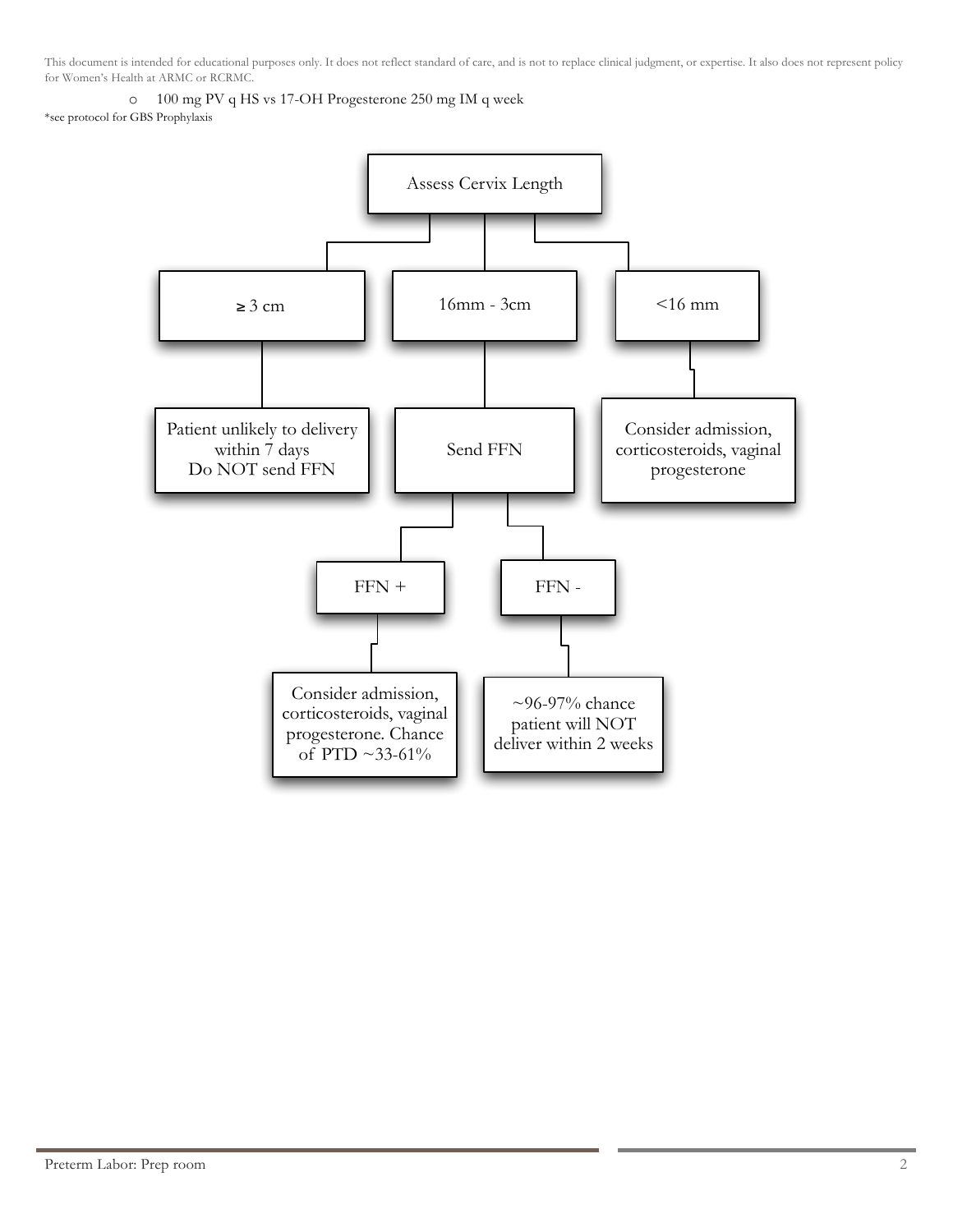This document is intended for educational purposes only. It does not reflect standard of care, and is not to replace clinical judgment, or expertise. It also does not represent policy for Women's Health at ARMC or RCRMC.

- 100 mg PV q HS vs 17-OH Progesterone 250 mg IM q week

*see protocol for GBS Prophylaxis

Assess Cervix Length

≥ 3 cm

16mm - 3cm

<16 mm

Patient unlikely to delivery within 7 days
Do NOT send FFN

Send FFN

Consider admission, corticosteroids, vaginal progesterone

FFN +

FFN -

Consider admission, corticosteroids, vaginal progesterone. Chance of PTD ~33-61%

~96-97% chance patient will NOT deliver within 2 weeks